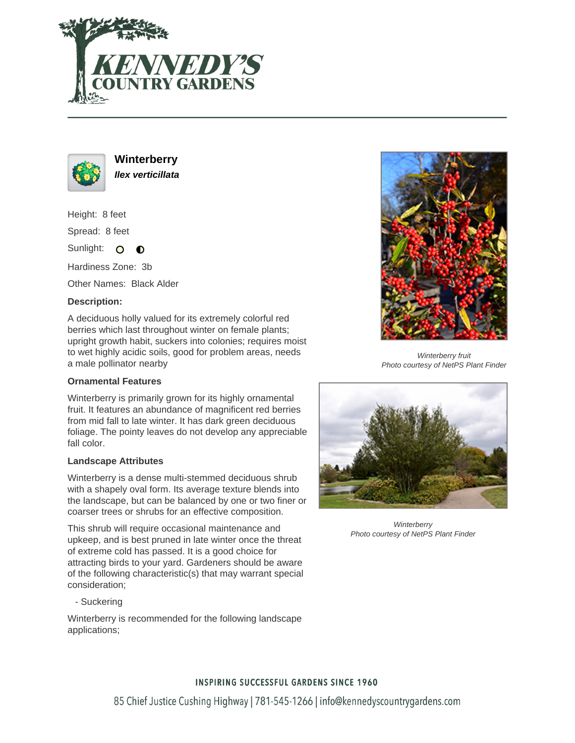# Winterberry

***Ilex verticillata***

Height: 8 feet

Spread: 8 feet

Sunlight:

Hardiness Zone: 3b

Other Names: Black Alder

**Description:**

A deciduous holly valued for its extremely colorful red berries which last throughout winter on female plants; upright growth habit, suckers into colonies; requires moist to wet highly acidic soils, good for problem areas, needs a male pollinator nearby

**Ornamental Features**

Winterberry is primarily grown for its highly ornamental fruit. It features an abundance of magnificent red berries from mid fall to late winter. It has dark green deciduous foliage. The pointy leaves do not develop any appreciable fall color.

**Landscape Attributes**

Winterberry is a dense multi-stemmed deciduous shrub with a shapely oval form. Its average texture blends into the landscape, but can be balanced by one or two finer or coarser trees or shrubs for an effective composition.

This shrub will require occasional maintenance and upkeep, and is best pruned in late winter once the threat of extreme cold has passed. It is a good choice for attracting birds to your yard. Gardeners should be aware of the following characteristic(s) that may warrant special consideration;

- Suckering

Winterberry is recommended for the following landscape applications;

*Winterberry fruit*
*Photo courtesy of NetPS Plant Finder*

*Winterberry*
*Photo courtesy of NetPS Plant Finder*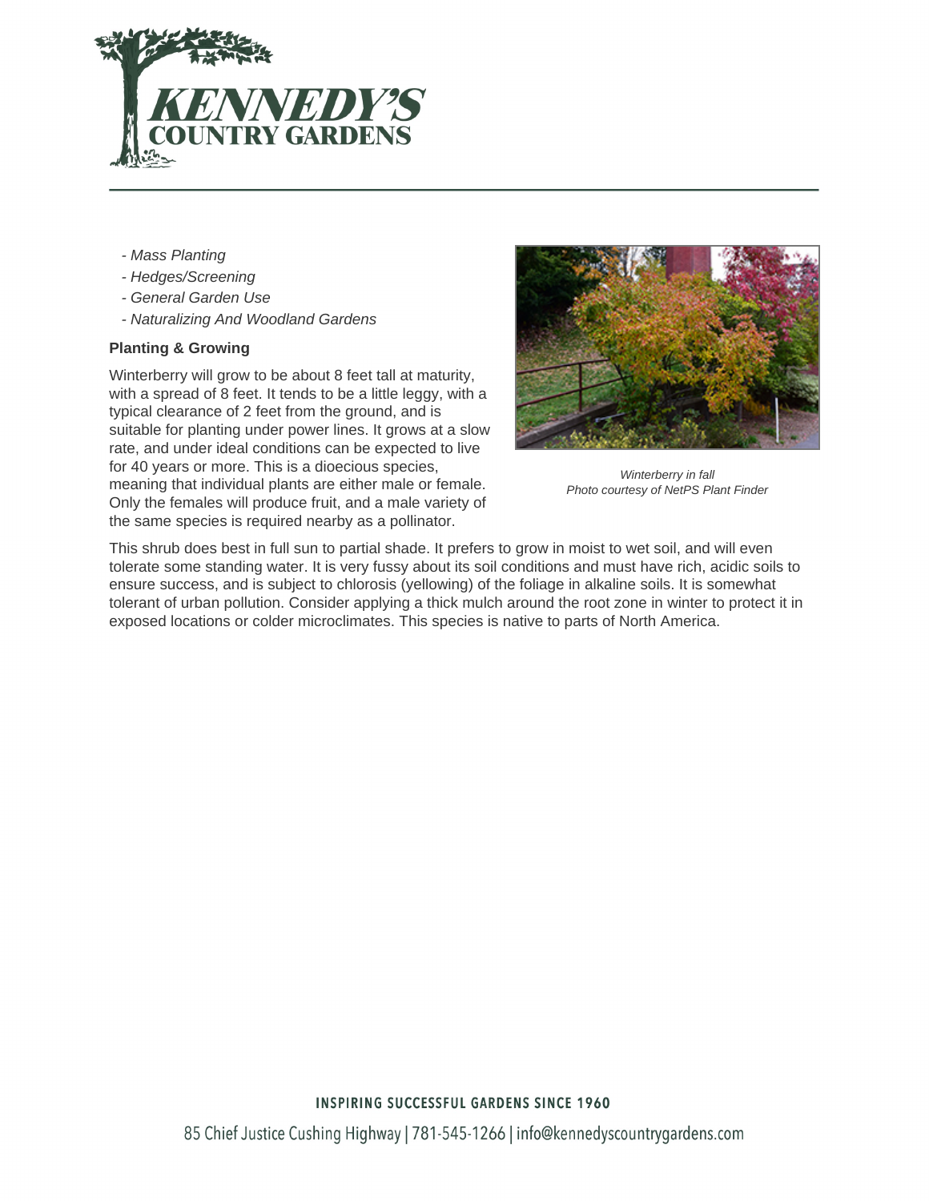- *Mass Planting*
- *Hedges/Screening*
- *General Garden Use*
- *Naturalizing And Woodland Gardens*

**Planting & Growing**

Winterberry will grow to be about 8 feet tall at maturity, with a spread of 8 feet. It tends to be a little leggy, with a typical clearance of 2 feet from the ground, and is suitable for planting under power lines. It grows at a slow rate, and under ideal conditions can be expected to live for 40 years or more. This is a dioecious species, meaning that individual plants are either male or female. Only the females will produce fruit, and a male variety of the same species is required nearby as a pollinator.

*Winterberry in fall*
*Photo courtesy of NetPS Plant Finder*

This shrub does best in full sun to partial shade. It prefers to grow in moist to wet soil, and will even tolerate some standing water. It is very fussy about its soil conditions and must have rich, acidic soils to ensure success, and is subject to chlorosis (yellowing) of the foliage in alkaline soils. It is somewhat tolerant of urban pollution. Consider applying a thick mulch around the root zone in winter to protect it in exposed locations or colder microclimates. This species is native to parts of North America.